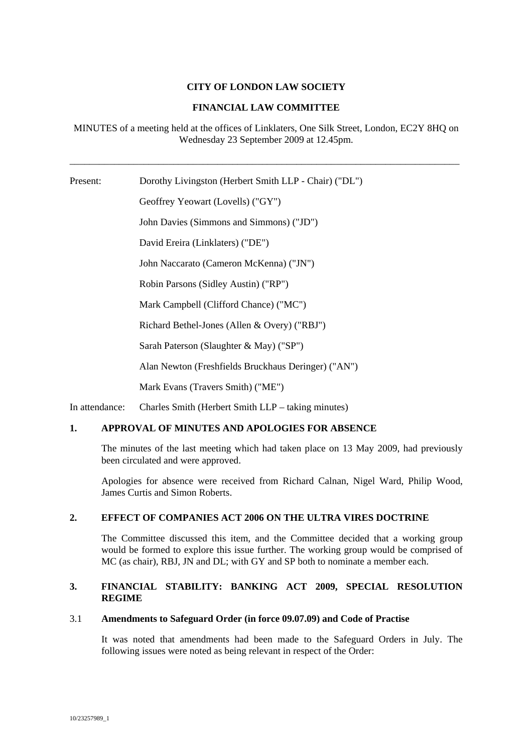**CITY OF LONDON LAW SOCIETY**

**FINANCIAL LAW COMMITTEE**

MINUTES of a meeting held at the offices of Linklaters, One Silk Street, London, EC2Y 8HQ on Wednesday 23 September 2009 at 12.45pm.

---

Present: Dorothy Livingston (Herbert Smith LLP - Chair) ("DL")

Geoffrey Yeowart (Lovells) ("GY")

John Davies (Simmons and Simmons) ("JD")

David Ereira (Linklaters) ("DE")

John Naccarato (Cameron McKenna) ("JN")

Robin Parsons (Sidley Austin) ("RP")

Mark Campbell (Clifford Chance) ("MC")

Richard Bethel-Jones (Allen & Overy) ("RBJ")

Sarah Paterson (Slaughter & May) ("SP")

Alan Newton (Freshfields Bruckhaus Deringer) ("AN")

Mark Evans (Travers Smith) ("ME")

In attendance: Charles Smith (Herbert Smith LLP – taking minutes)

## 1. APPROVAL OF MINUTES AND APOLOGIES FOR ABSENCE

The minutes of the last meeting which had taken place on 13 May 2009, had previously been circulated and were approved.

Apologies for absence were received from Richard Calnan, Nigel Ward, Philip Wood, James Curtis and Simon Roberts.

## 2. EFFECT OF COMPANIES ACT 2006 ON THE ULTRA VIRES DOCTRINE

The Committee discussed this item, and the Committee decided that a working group would be formed to explore this issue further. The working group would be comprised of MC (as chair), RBJ, JN and DL; with GY and SP both to nominate a member each.

## 3. FINANCIAL STABILITY: BANKING ACT 2009, SPECIAL RESOLUTION REGIME

### 3.1 Amendments to Safeguard Order (in force 09.07.09) and Code of Practise

It was noted that amendments had been made to the Safeguard Orders in July. The following issues were noted as being relevant in respect of the Order: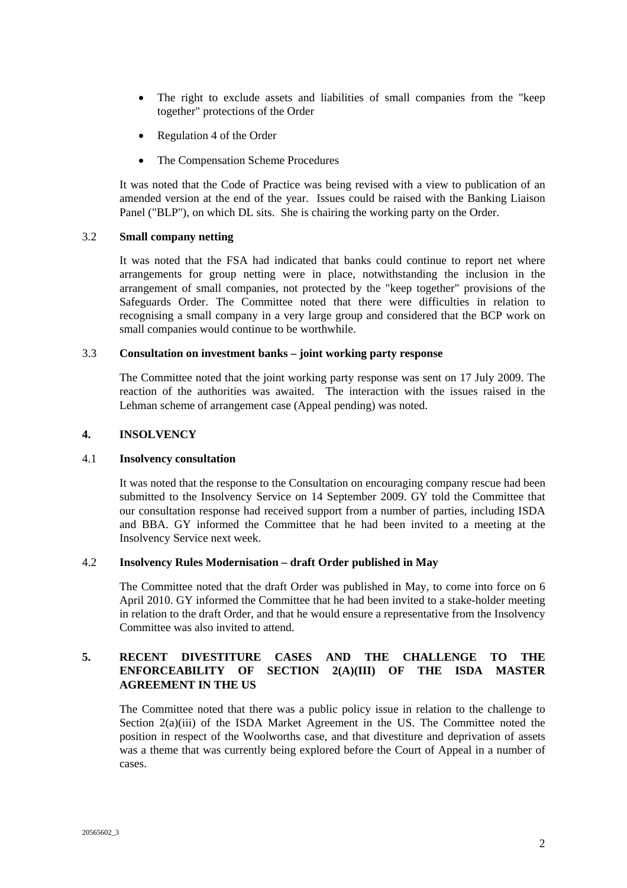- The right to exclude assets and liabilities of small companies from the "keep together" protections of the Order
- Regulation 4 of the Order
- The Compensation Scheme Procedures

It was noted that the Code of Practice was being revised with a view to publication of an amended version at the end of the year. Issues could be raised with the Banking Liaison Panel ("BLP"), on which DL sits. She is chairing the working party on the Order.

### 3.2 Small company netting

It was noted that the FSA had indicated that banks could continue to report net where arrangements for group netting were in place, notwithstanding the inclusion in the arrangement of small companies, not protected by the "keep together" provisions of the Safeguards Order. The Committee noted that there were difficulties in relation to recognising a small company in a very large group and considered that the BCP work on small companies would continue to be worthwhile.

### 3.3 Consultation on investment banks – joint working party response

The Committee noted that the joint working party response was sent on 17 July 2009. The reaction of the authorities was awaited. The interaction with the issues raised in the Lehman scheme of arrangement case (Appeal pending) was noted.

## 4. INSOLVENCY

### 4.1 Insolvency consultation

It was noted that the response to the Consultation on encouraging company rescue had been submitted to the Insolvency Service on 14 September 2009. GY told the Committee that our consultation response had received support from a number of parties, including ISDA and BBA. GY informed the Committee that he had been invited to a meeting at the Insolvency Service next week.

### 4.2 Insolvency Rules Modernisation – draft Order published in May

The Committee noted that the draft Order was published in May, to come into force on 6 April 2010. GY informed the Committee that he had been invited to a stake-holder meeting in relation to the draft Order, and that he would ensure a representative from the Insolvency Committee was also invited to attend.

## 5. RECENT DIVESTITURE CASES AND THE CHALLENGE TO THE ENFORCEABILITY OF SECTION 2(A)(III) OF THE ISDA MASTER AGREEMENT IN THE US

The Committee noted that there was a public policy issue in relation to the challenge to Section 2(a)(iii) of the ISDA Market Agreement in the US. The Committee noted the position in respect of the Woolworths case, and that divestiture and deprivation of assets was a theme that was currently being explored before the Court of Appeal in a number of cases.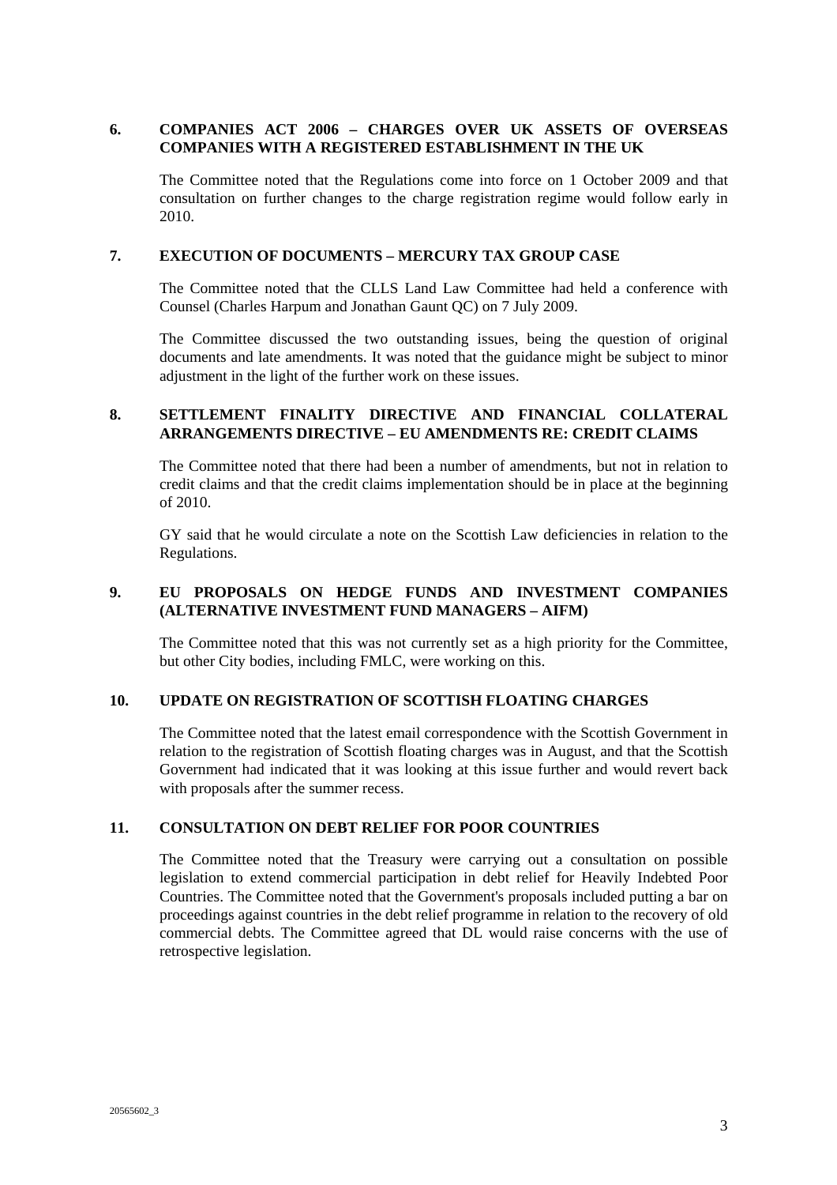## 6. COMPANIES ACT 2006 – CHARGES OVER UK ASSETS OF OVERSEAS COMPANIES WITH A REGISTERED ESTABLISHMENT IN THE UK

The Committee noted that the Regulations come into force on 1 October 2009 and that consultation on further changes to the charge registration regime would follow early in 2010.

## 7. EXECUTION OF DOCUMENTS – MERCURY TAX GROUP CASE

The Committee noted that the CLLS Land Law Committee had held a conference with Counsel (Charles Harpum and Jonathan Gaunt QC) on 7 July 2009.

The Committee discussed the two outstanding issues, being the question of original documents and late amendments. It was noted that the guidance might be subject to minor adjustment in the light of the further work on these issues.

## 8. SETTLEMENT FINALITY DIRECTIVE AND FINANCIAL COLLATERAL ARRANGEMENTS DIRECTIVE – EU AMENDMENTS RE: CREDIT CLAIMS

The Committee noted that there had been a number of amendments, but not in relation to credit claims and that the credit claims implementation should be in place at the beginning of 2010.

GY said that he would circulate a note on the Scottish Law deficiencies in relation to the Regulations.

## 9. EU PROPOSALS ON HEDGE FUNDS AND INVESTMENT COMPANIES (ALTERNATIVE INVESTMENT FUND MANAGERS – AIFM)

The Committee noted that this was not currently set as a high priority for the Committee, but other City bodies, including FMLC, were working on this.

## 10. UPDATE ON REGISTRATION OF SCOTTISH FLOATING CHARGES

The Committee noted that the latest email correspondence with the Scottish Government in relation to the registration of Scottish floating charges was in August, and that the Scottish Government had indicated that it was looking at this issue further and would revert back with proposals after the summer recess.

## 11. CONSULTATION ON DEBT RELIEF FOR POOR COUNTRIES

The Committee noted that the Treasury were carrying out a consultation on possible legislation to extend commercial participation in debt relief for Heavily Indebted Poor Countries. The Committee noted that the Government's proposals included putting a bar on proceedings against countries in the debt relief programme in relation to the recovery of old commercial debts. The Committee agreed that DL would raise concerns with the use of retrospective legislation.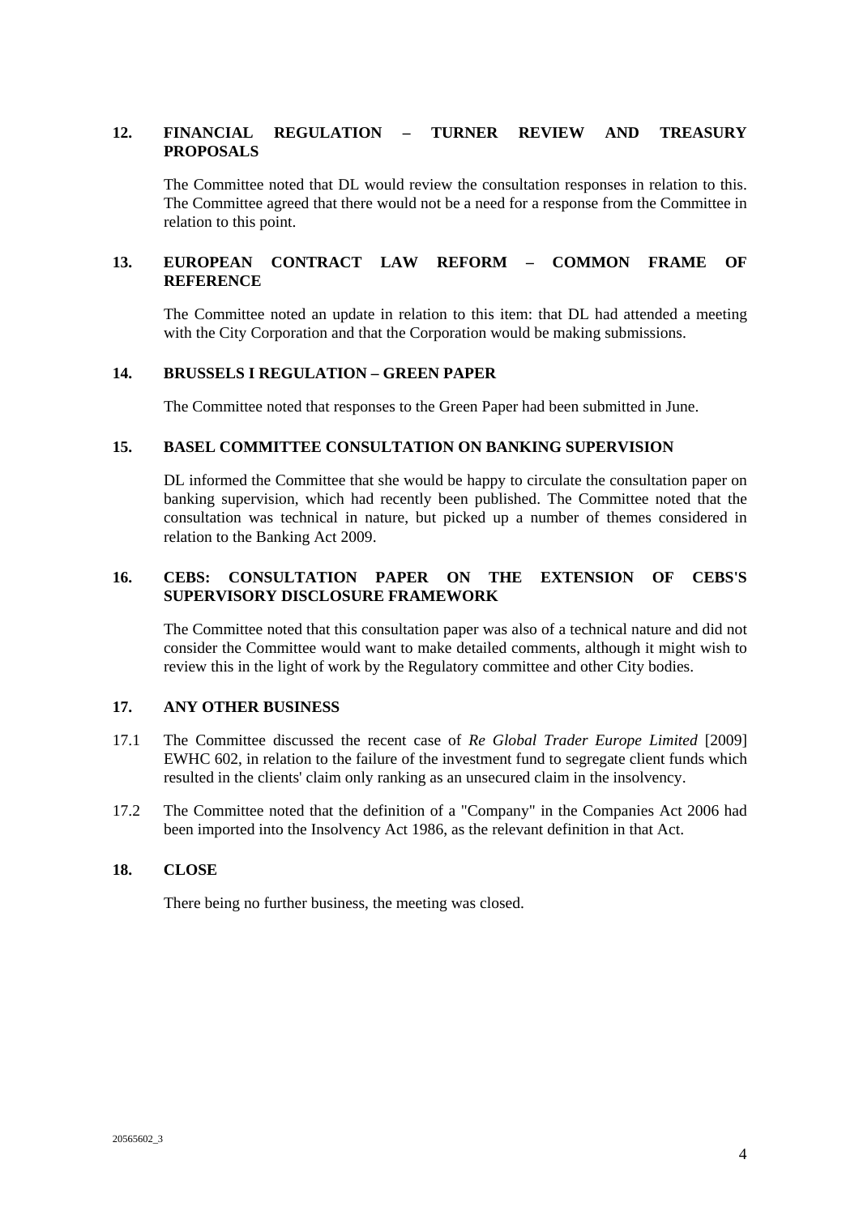## 12. FINANCIAL REGULATION – TURNER REVIEW AND TREASURY PROPOSALS

The Committee noted that DL would review the consultation responses in relation to this. The Committee agreed that there would not be a need for a response from the Committee in relation to this point.

## 13. EUROPEAN CONTRACT LAW REFORM – COMMON FRAME OF REFERENCE

The Committee noted an update in relation to this item: that DL had attended a meeting with the City Corporation and that the Corporation would be making submissions.

## 14. BRUSSELS I REGULATION – GREEN PAPER

The Committee noted that responses to the Green Paper had been submitted in June.

## 15. BASEL COMMITTEE CONSULTATION ON BANKING SUPERVISION

DL informed the Committee that she would be happy to circulate the consultation paper on banking supervision, which had recently been published. The Committee noted that the consultation was technical in nature, but picked up a number of themes considered in relation to the Banking Act 2009.

## 16. CEBS: CONSULTATION PAPER ON THE EXTENSION OF CEBS'S SUPERVISORY DISCLOSURE FRAMEWORK

The Committee noted that this consultation paper was also of a technical nature and did not consider the Committee would want to make detailed comments, although it might wish to review this in the light of work by the Regulatory committee and other City bodies.

## 17. ANY OTHER BUSINESS

17.1 The Committee discussed the recent case of *Re Global Trader Europe Limited* [2009] EWHC 602, in relation to the failure of the investment fund to segregate client funds which resulted in the clients' claim only ranking as an unsecured claim in the insolvency.

17.2 The Committee noted that the definition of a "Company" in the Companies Act 2006 had been imported into the Insolvency Act 1986, as the relevant definition in that Act.

## 18. CLOSE

There being no further business, the meeting was closed.

20565602_3